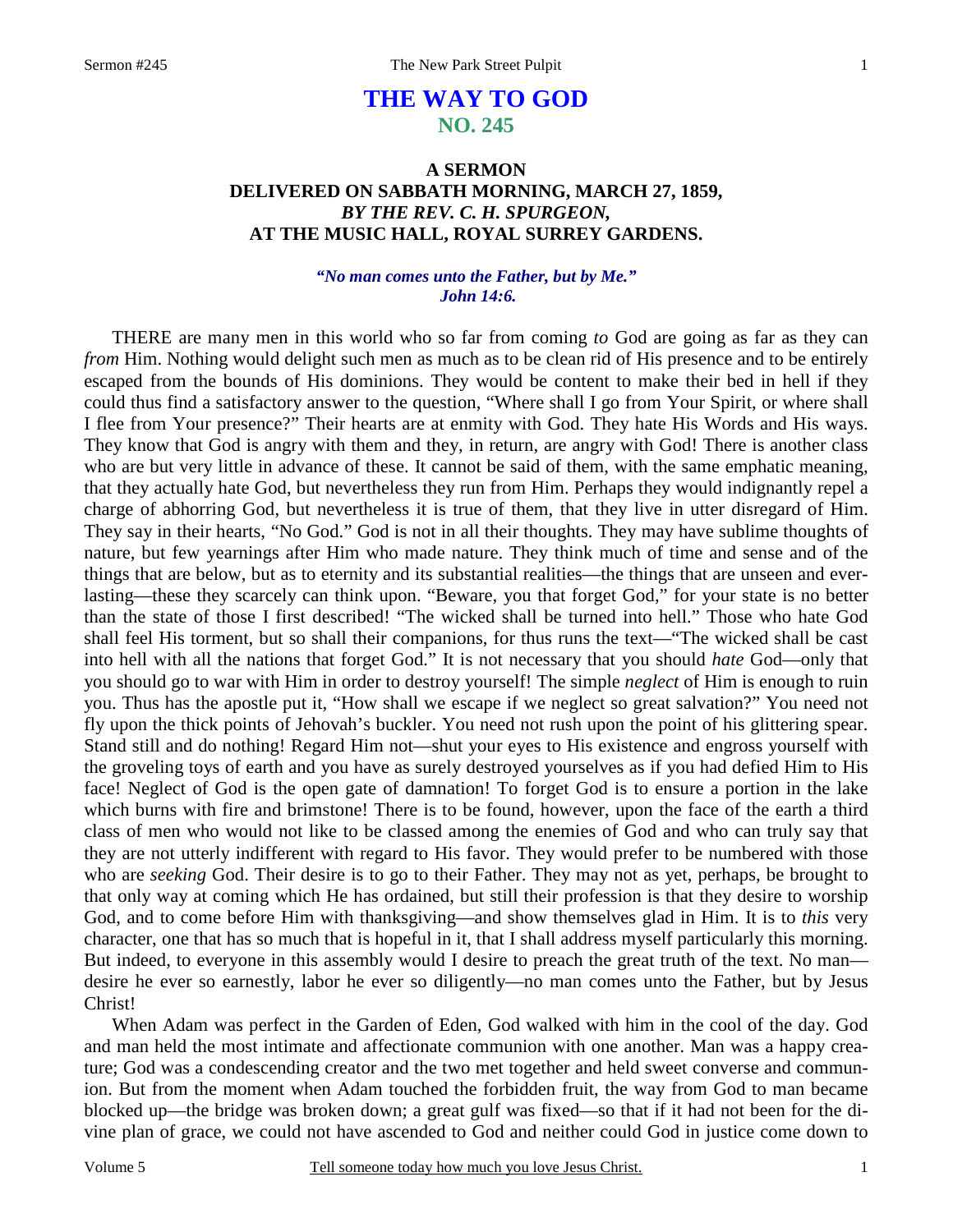# THE WAY TO GOD
## NO. 245

### A SERMON
### DELIVERED ON SABBATH MORNING, MARCH 27, 1859,
### *BY THE REV. C. H. SPURGEON,*
### AT THE MUSIC HALL, ROYAL SURREY GARDENS.

***"No man comes unto the Father, but by Me."***
***John 14:6.***

THERE are many men in this world who so far from coming *to* God are going as far as they can *from* Him. Nothing would delight such men as much as to be clean rid of His presence and to be entirely escaped from the bounds of His dominions. They would be content to make their bed in hell if they could thus find a satisfactory answer to the question, "Where shall I go from Your Spirit, or where shall I flee from Your presence?" Their hearts are at enmity with God. They hate His Words and His ways. They know that God is angry with them and they, in return, are angry with God! There is another class who are but very little in advance of these. It cannot be said of them, with the same emphatic meaning, that they actually hate God, but nevertheless they run from Him. Perhaps they would indignantly repel a charge of abhorring God, but nevertheless it is true of them, that they live in utter disregard of Him. They say in their hearts, "No God." God is not in all their thoughts. They may have sublime thoughts of nature, but few yearnings after Him who made nature. They think much of time and sense and of the things that are below, but as to eternity and its substantial realities—the things that are unseen and everlasting—these they scarcely can think upon. "Beware, you that forget God," for your state is no better than the state of those I first described! "The wicked shall be turned into hell." Those who hate God shall feel His torment, but so shall their companions, for thus runs the text—"The wicked shall be cast into hell with all the nations that forget God." It is not necessary that you should *hate* God—only that you should go to war with Him in order to destroy yourself! The simple *neglect* of Him is enough to ruin you. Thus has the apostle put it, "How shall we escape if we neglect so great salvation?" You need not fly upon the thick points of Jehovah's buckler. You need not rush upon the point of his glittering spear. Stand still and do nothing! Regard Him not—shut your eyes to His existence and engross yourself with the groveling toys of earth and you have as surely destroyed yourselves as if you had defied Him to His face! Neglect of God is the open gate of damnation! To forget God is to ensure a portion in the lake which burns with fire and brimstone! There is to be found, however, upon the face of the earth a third class of men who would not like to be classed among the enemies of God and who can truly say that they are not utterly indifferent with regard to His favor. They would prefer to be numbered with those who are *seeking* God. Their desire is to go to their Father. They may not as yet, perhaps, be brought to that only way at coming which He has ordained, but still their profession is that they desire to worship God, and to come before Him with thanksgiving—and show themselves glad in Him. It is to *this* very character, one that has so much that is hopeful in it, that I shall address myself particularly this morning. But indeed, to everyone in this assembly would I desire to preach the great truth of the text. No man—desire he ever so earnestly, labor he ever so diligently—no man comes unto the Father, but by Jesus Christ!

When Adam was perfect in the Garden of Eden, God walked with him in the cool of the day. God and man held the most intimate and affectionate communion with one another. Man was a happy creature; God was a condescending creator and the two met together and held sweet converse and communion. But from the moment when Adam touched the forbidden fruit, the way from God to man became blocked up—the bridge was broken down; a great gulf was fixed—so that if it had not been for the divine plan of grace, we could not have ascended to God and neither could God in justice come down to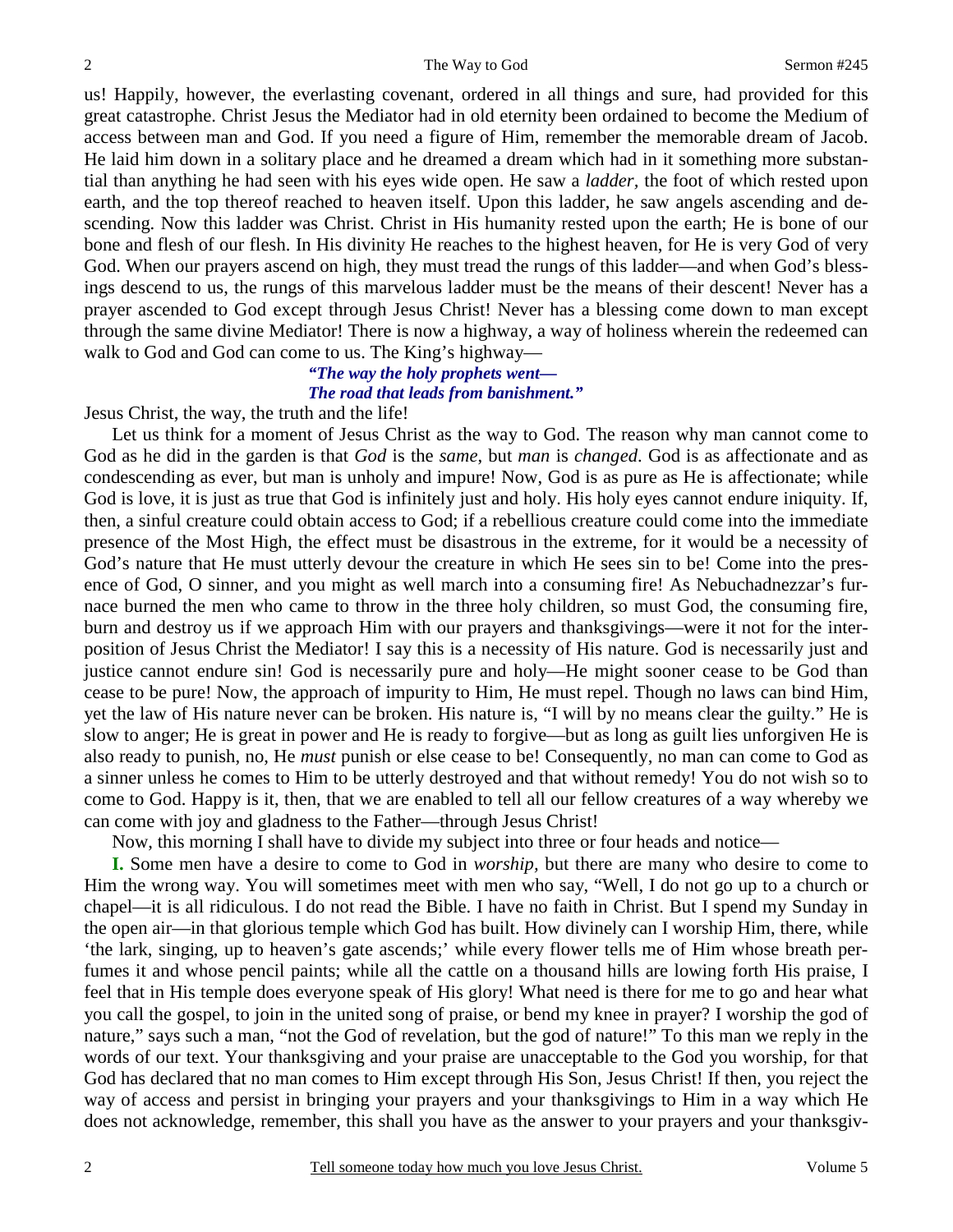us! Happily, however, the everlasting covenant, ordered in all things and sure, had provided for this great catastrophe. Christ Jesus the Mediator had in old eternity been ordained to become the Medium of access between man and God. If you need a figure of Him, remember the memorable dream of Jacob. He laid him down in a solitary place and he dreamed a dream which had in it something more substantial than anything he had seen with his eyes wide open. He saw a *ladder,* the foot of which rested upon earth, and the top thereof reached to heaven itself. Upon this ladder, he saw angels ascending and descending. Now this ladder was Christ. Christ in His humanity rested upon the earth; He is bone of our bone and flesh of our flesh. In His divinity He reaches to the highest heaven, for He is very God of very God. When our prayers ascend on high, they must tread the rungs of this ladder—and when God's blessings descend to us, the rungs of this marvelous ladder must be the means of their descent! Never has a prayer ascended to God except through Jesus Christ! Never has a blessing come down to man except through the same divine Mediator! There is now a highway, a way of holiness wherein the redeemed can walk to God and God can come to us. The King's highway—

*"The way the holy prophets went—*
*The road that leads from banishment."*

Jesus Christ, the way, the truth and the life!

Let us think for a moment of Jesus Christ as the way to God. The reason why man cannot come to God as he did in the garden is that *God* is the *same*, but *man* is *changed*. God is as affectionate and as condescending as ever, but man is unholy and impure! Now, God is as pure as He is affectionate; while God is love, it is just as true that God is infinitely just and holy. His holy eyes cannot endure iniquity. If, then, a sinful creature could obtain access to God; if a rebellious creature could come into the immediate presence of the Most High, the effect must be disastrous in the extreme, for it would be a necessity of God's nature that He must utterly devour the creature in which He sees sin to be! Come into the presence of God, O sinner, and you might as well march into a consuming fire! As Nebuchadnezzar's furnace burned the men who came to throw in the three holy children, so must God, the consuming fire, burn and destroy us if we approach Him with our prayers and thanksgivings—were it not for the interposition of Jesus Christ the Mediator! I say this is a necessity of His nature. God is necessarily just and justice cannot endure sin! God is necessarily pure and holy—He might sooner cease to be God than cease to be pure! Now, the approach of impurity to Him, He must repel. Though no laws can bind Him, yet the law of His nature never can be broken. His nature is, "I will by no means clear the guilty." He is slow to anger; He is great in power and He is ready to forgive—but as long as guilt lies unforgiven He is also ready to punish, no, He *must* punish or else cease to be! Consequently, no man can come to God as a sinner unless he comes to Him to be utterly destroyed and that without remedy! You do not wish so to come to God. Happy is it, then, that we are enabled to tell all our fellow creatures of a way whereby we can come with joy and gladness to the Father—through Jesus Christ!

Now, this morning I shall have to divide my subject into three or four heads and notice—

**I.** Some men have a desire to come to God in *worship,* but there are many who desire to come to Him the wrong way. You will sometimes meet with men who say, "Well, I do not go up to a church or chapel—it is all ridiculous. I do not read the Bible. I have no faith in Christ. But I spend my Sunday in the open air—in that glorious temple which God has built. How divinely can I worship Him, there, while 'the lark, singing, up to heaven's gate ascends;' while every flower tells me of Him whose breath perfumes it and whose pencil paints; while all the cattle on a thousand hills are lowing forth His praise, I feel that in His temple does everyone speak of His glory! What need is there for me to go and hear what you call the gospel, to join in the united song of praise, or bend my knee in prayer? I worship the god of nature," says such a man, "not the God of revelation, but the god of nature!" To this man we reply in the words of our text. Your thanksgiving and your praise are unacceptable to the God you worship, for that God has declared that no man comes to Him except through His Son, Jesus Christ! If then, you reject the way of access and persist in bringing your prayers and your thanksgivings to Him in a way which He does not acknowledge, remember, this shall you have as the answer to your prayers and your thanksgiv-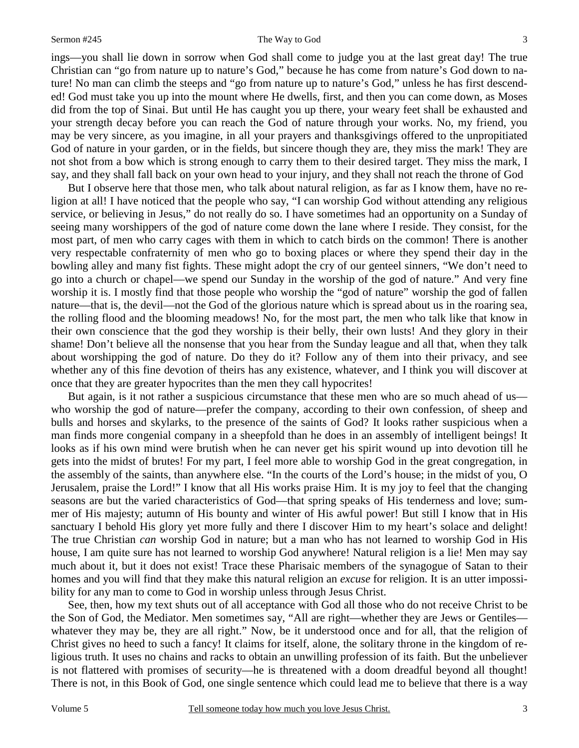ings—you shall lie down in sorrow when God shall come to judge you at the last great day! The true Christian can "go from nature up to nature's God," because he has come from nature's God down to nature! No man can climb the steeps and "go from nature up to nature's God," unless he has first descended! God must take you up into the mount where He dwells, first, and then you can come down, as Moses did from the top of Sinai. But until He has caught you up there, your weary feet shall be exhausted and your strength decay before you can reach the God of nature through your works. No, my friend, you may be very sincere, as you imagine, in all your prayers and thanksgivings offered to the unpropitiated God of nature in your garden, or in the fields, but sincere though they are, they miss the mark! They are not shot from a bow which is strong enough to carry them to their desired target. They miss the mark, I say, and they shall fall back on your own head to your injury, and they shall not reach the throne of God

But I observe here that those men, who talk about natural religion, as far as I know them, have no religion at all! I have noticed that the people who say, "I can worship God without attending any religious service, or believing in Jesus," do not really do so. I have sometimes had an opportunity on a Sunday of seeing many worshippers of the god of nature come down the lane where I reside. They consist, for the most part, of men who carry cages with them in which to catch birds on the common! There is another very respectable confraternity of men who go to boxing places or where they spend their day in the bowling alley and many fist fights. These might adopt the cry of our genteel sinners, "We don't need to go into a church or chapel—we spend our Sunday in the worship of the god of nature." And very fine worship it is. I mostly find that those people who worship the "god of nature" worship the god of fallen nature—that is, the devil—not the God of the glorious nature which is spread about us in the roaring sea, the rolling flood and the blooming meadows! No, for the most part, the men who talk like that know in their own conscience that the god they worship is their belly, their own lusts! And they glory in their shame! Don't believe all the nonsense that you hear from the Sunday league and all that, when they talk about worshipping the god of nature. Do they do it? Follow any of them into their privacy, and see whether any of this fine devotion of theirs has any existence, whatever, and I think you will discover at once that they are greater hypocrites than the men they call hypocrites!

But again, is it not rather a suspicious circumstance that these men who are so much ahead of us—who worship the god of nature—prefer the company, according to their own confession, of sheep and bulls and horses and skylarks, to the presence of the saints of God? It looks rather suspicious when a man finds more congenial company in a sheepfold than he does in an assembly of intelligent beings! It looks as if his own mind were brutish when he can never get his spirit wound up into devotion till he gets into the midst of brutes! For my part, I feel more able to worship God in the great congregation, in the assembly of the saints, than anywhere else. "In the courts of the Lord's house; in the midst of you, O Jerusalem, praise the Lord!" I know that all His works praise Him. It is my joy to feel that the changing seasons are but the varied characteristics of God—that spring speaks of His tenderness and love; summer of His majesty; autumn of His bounty and winter of His awful power! But still I know that in His sanctuary I behold His glory yet more fully and there I discover Him to my heart's solace and delight! The true Christian *can* worship God in nature; but a man who has not learned to worship God in His house, I am quite sure has not learned to worship God anywhere! Natural religion is a lie! Men may say much about it, but it does not exist! Trace these Pharisaic members of the synagogue of Satan to their homes and you will find that they make this natural religion an *excuse* for religion. It is an utter impossibility for any man to come to God in worship unless through Jesus Christ.

See, then, how my text shuts out of all acceptance with God all those who do not receive Christ to be the Son of God, the Mediator. Men sometimes say, "All are right—whether they are Jews or Gentiles—whatever they may be, they are all right." Now, be it understood once and for all, that the religion of Christ gives no heed to such a fancy! It claims for itself, alone, the solitary throne in the kingdom of religious truth. It uses no chains and racks to obtain an unwilling profession of its faith. But the unbeliever is not flattered with promises of security—he is threatened with a doom dreadful beyond all thought! There is not, in this Book of God, one single sentence which could lead me to believe that there is a way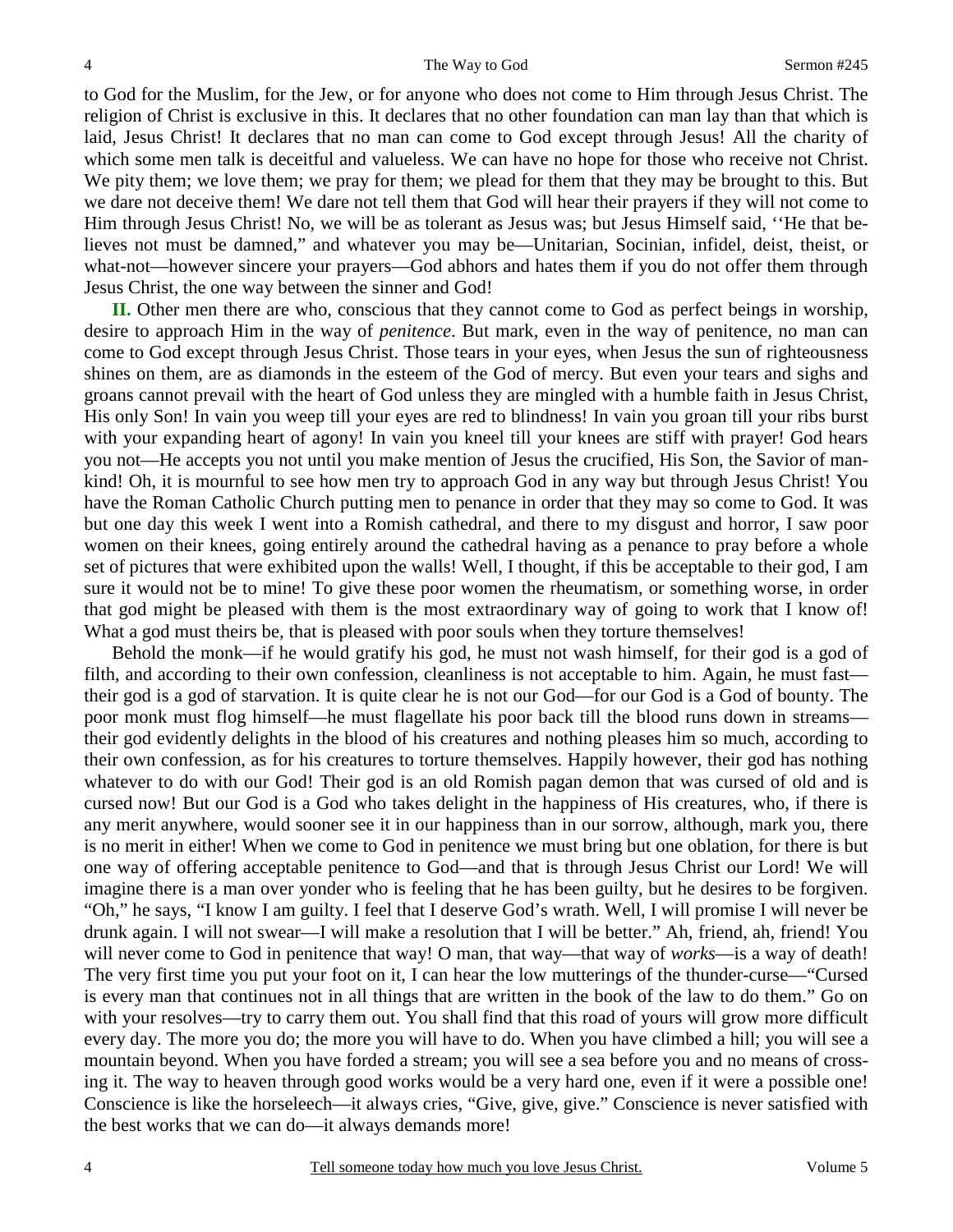to God for the Muslim, for the Jew, or for anyone who does not come to Him through Jesus Christ. The religion of Christ is exclusive in this. It declares that no other foundation can man lay than that which is laid, Jesus Christ! It declares that no man can come to God except through Jesus! All the charity of which some men talk is deceitful and valueless. We can have no hope for those who receive not Christ. We pity them; we love them; we pray for them; we plead for them that they may be brought to this. But we dare not deceive them! We dare not tell them that God will hear their prayers if they will not come to Him through Jesus Christ! No, we will be as tolerant as Jesus was; but Jesus Himself said, ''He that believes not must be damned," and whatever you may be—Unitarian, Socinian, infidel, deist, theist, or what-not—however sincere your prayers—God abhors and hates them if you do not offer them through Jesus Christ, the one way between the sinner and God!

**II.** Other men there are who, conscious that they cannot come to God as perfect beings in worship, desire to approach Him in the way of *penitence*. But mark, even in the way of penitence, no man can come to God except through Jesus Christ. Those tears in your eyes, when Jesus the sun of righteousness shines on them, are as diamonds in the esteem of the God of mercy. But even your tears and sighs and groans cannot prevail with the heart of God unless they are mingled with a humble faith in Jesus Christ, His only Son! In vain you weep till your eyes are red to blindness! In vain you groan till your ribs burst with your expanding heart of agony! In vain you kneel till your knees are stiff with prayer! God hears you not—He accepts you not until you make mention of Jesus the crucified, His Son, the Savior of mankind! Oh, it is mournful to see how men try to approach God in any way but through Jesus Christ! You have the Roman Catholic Church putting men to penance in order that they may so come to God. It was but one day this week I went into a Romish cathedral, and there to my disgust and horror, I saw poor women on their knees, going entirely around the cathedral having as a penance to pray before a whole set of pictures that were exhibited upon the walls! Well, I thought, if this be acceptable to their god, I am sure it would not be to mine! To give these poor women the rheumatism, or something worse, in order that god might be pleased with them is the most extraordinary way of going to work that I know of! What a god must theirs be, that is pleased with poor souls when they torture themselves!

Behold the monk—if he would gratify his god, he must not wash himself, for their god is a god of filth, and according to their own confession, cleanliness is not acceptable to him. Again, he must fast—their god is a god of starvation. It is quite clear he is not our God—for our God is a God of bounty. The poor monk must flog himself—he must flagellate his poor back till the blood runs down in streams—their god evidently delights in the blood of his creatures and nothing pleases him so much, according to their own confession, as for his creatures to torture themselves. Happily however, their god has nothing whatever to do with our God! Their god is an old Romish pagan demon that was cursed of old and is cursed now! But our God is a God who takes delight in the happiness of His creatures, who, if there is any merit anywhere, would sooner see it in our happiness than in our sorrow, although, mark you, there is no merit in either! When we come to God in penitence we must bring but one oblation, for there is but one way of offering acceptable penitence to God—and that is through Jesus Christ our Lord! We will imagine there is a man over yonder who is feeling that he has been guilty, but he desires to be forgiven. "Oh," he says, "I know I am guilty. I feel that I deserve God's wrath. Well, I will promise I will never be drunk again. I will not swear—I will make a resolution that I will be better." Ah, friend, ah, friend! You will never come to God in penitence that way! O man, that way—that way of *works*—is a way of death! The very first time you put your foot on it, I can hear the low mutterings of the thunder-curse—"Cursed is every man that continues not in all things that are written in the book of the law to do them." Go on with your resolves—try to carry them out. You shall find that this road of yours will grow more difficult every day. The more you do; the more you will have to do. When you have climbed a hill; you will see a mountain beyond. When you have forded a stream; you will see a sea before you and no means of crossing it. The way to heaven through good works would be a very hard one, even if it were a possible one! Conscience is like the horseleech—it always cries, "Give, give, give." Conscience is never satisfied with the best works that we can do—it always demands more!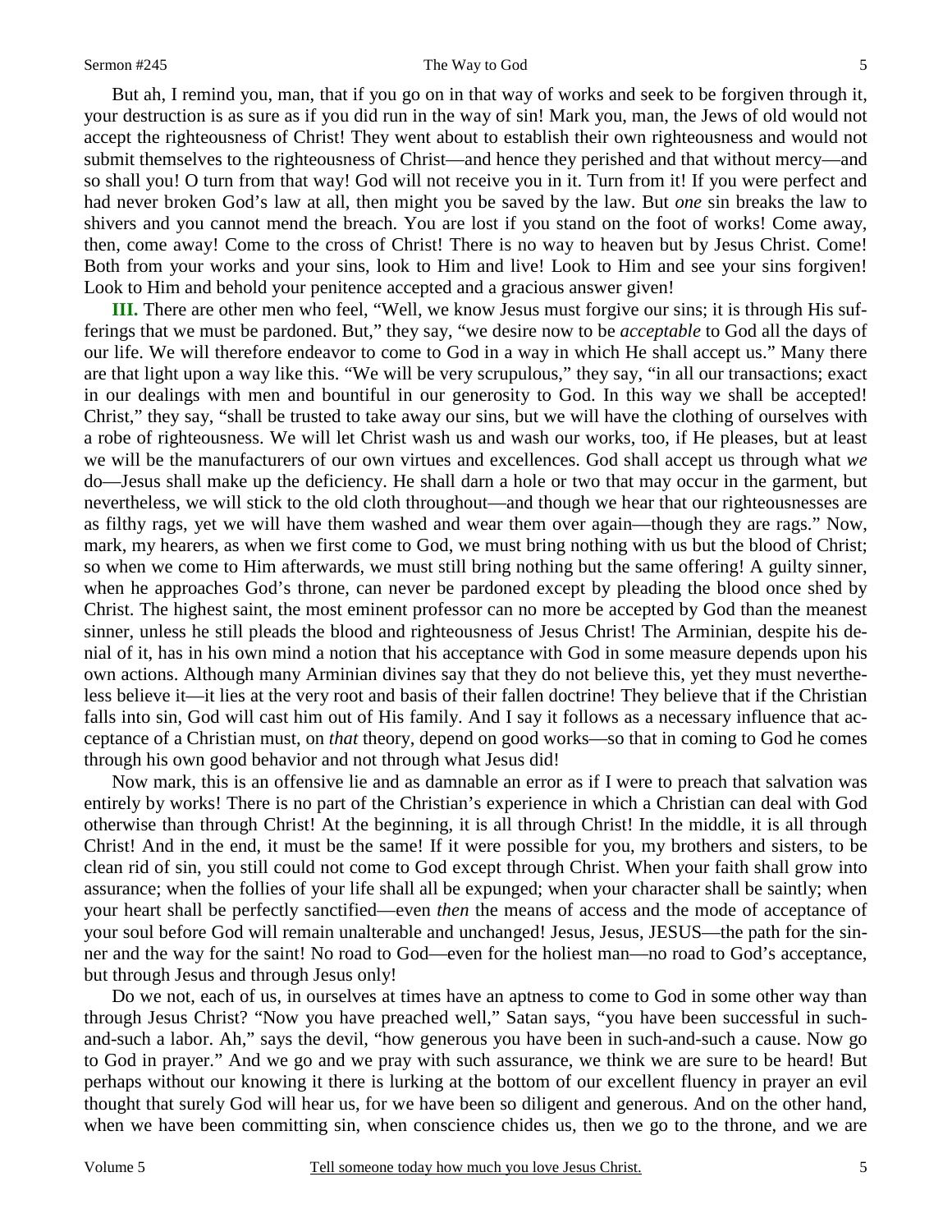But ah, I remind you, man, that if you go on in that way of works and seek to be forgiven through it, your destruction is as sure as if you did run in the way of sin! Mark you, man, the Jews of old would not accept the righteousness of Christ! They went about to establish their own righteousness and would not submit themselves to the righteousness of Christ—and hence they perished and that without mercy—and so shall you! O turn from that way! God will not receive you in it. Turn from it! If you were perfect and had never broken God's law at all, then might you be saved by the law. But *one* sin breaks the law to shivers and you cannot mend the breach. You are lost if you stand on the foot of works! Come away, then, come away! Come to the cross of Christ! There is no way to heaven but by Jesus Christ. Come! Both from your works and your sins, look to Him and live! Look to Him and see your sins forgiven! Look to Him and behold your penitence accepted and a gracious answer given!

**III.** There are other men who feel, "Well, we know Jesus must forgive our sins; it is through His sufferings that we must be pardoned. But," they say, "we desire now to be *acceptable* to God all the days of our life. We will therefore endeavor to come to God in a way in which He shall accept us." Many there are that light upon a way like this. "We will be very scrupulous," they say, "in all our transactions; exact in our dealings with men and bountiful in our generosity to God. In this way we shall be accepted! Christ," they say, "shall be trusted to take away our sins, but we will have the clothing of ourselves with a robe of righteousness. We will let Christ wash us and wash our works, too, if He pleases, but at least we will be the manufacturers of our own virtues and excellences. God shall accept us through what *we* do—Jesus shall make up the deficiency. He shall darn a hole or two that may occur in the garment, but nevertheless, we will stick to the old cloth throughout—and though we hear that our righteousnesses are as filthy rags, yet we will have them washed and wear them over again—though they are rags." Now, mark, my hearers, as when we first come to God, we must bring nothing with us but the blood of Christ; so when we come to Him afterwards, we must still bring nothing but the same offering! A guilty sinner, when he approaches God's throne, can never be pardoned except by pleading the blood once shed by Christ. The highest saint, the most eminent professor can no more be accepted by God than the meanest sinner, unless he still pleads the blood and righteousness of Jesus Christ! The Arminian, despite his denial of it, has in his own mind a notion that his acceptance with God in some measure depends upon his own actions. Although many Arminian divines say that they do not believe this, yet they must nevertheless believe it—it lies at the very root and basis of their fallen doctrine! They believe that if the Christian falls into sin, God will cast him out of His family. And I say it follows as a necessary influence that acceptance of a Christian must, on *that* theory, depend on good works—so that in coming to God he comes through his own good behavior and not through what Jesus did!

Now mark, this is an offensive lie and as damnable an error as if I were to preach that salvation was entirely by works! There is no part of the Christian's experience in which a Christian can deal with God otherwise than through Christ! At the beginning, it is all through Christ! In the middle, it is all through Christ! And in the end, it must be the same! If it were possible for you, my brothers and sisters, to be clean rid of sin, you still could not come to God except through Christ. When your faith shall grow into assurance; when the follies of your life shall all be expunged; when your character shall be saintly; when your heart shall be perfectly sanctified—even *then* the means of access and the mode of acceptance of your soul before God will remain unalterable and unchanged! Jesus, Jesus, JESUS—the path for the sinner and the way for the saint! No road to God—even for the holiest man—no road to God's acceptance, but through Jesus and through Jesus only!

Do we not, each of us, in ourselves at times have an aptness to come to God in some other way than through Jesus Christ? "Now you have preached well," Satan says, "you have been successful in such-and-such a labor. Ah," says the devil, "how generous you have been in such-and-such a cause. Now go to God in prayer." And we go and we pray with such assurance, we think we are sure to be heard! But perhaps without our knowing it there is lurking at the bottom of our excellent fluency in prayer an evil thought that surely God will hear us, for we have been so diligent and generous. And on the other hand, when we have been committing sin, when conscience chides us, then we go to the throne, and we are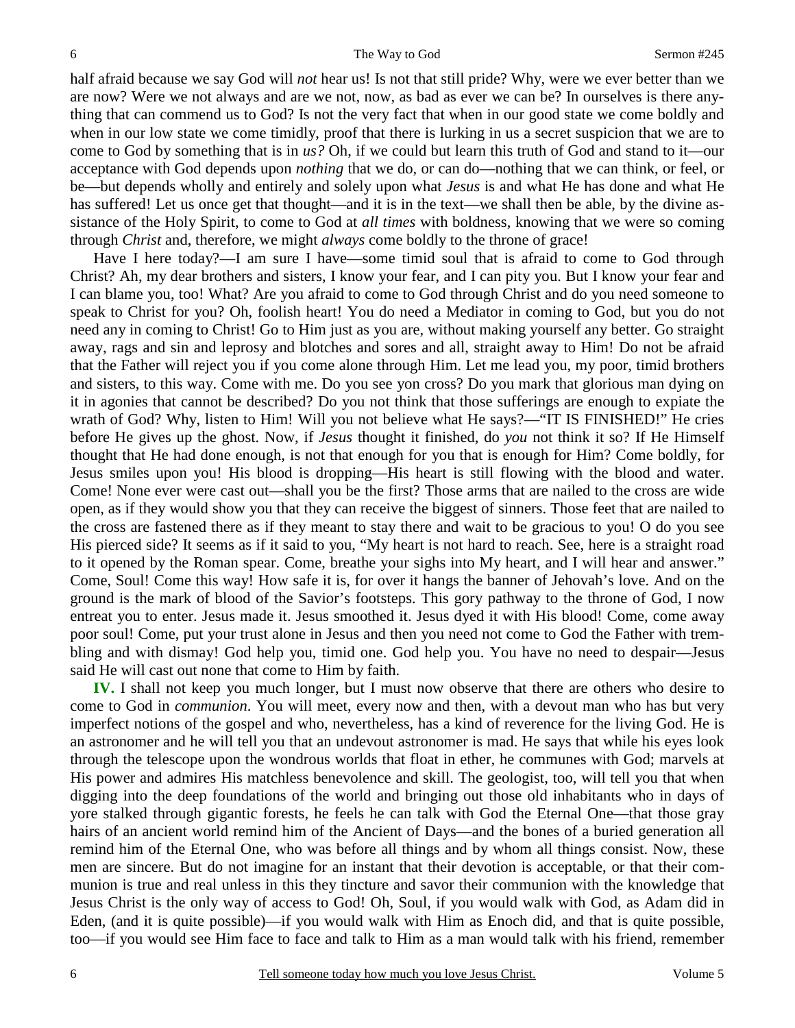half afraid because we say God will *not* hear us! Is not that still pride? Why, were we ever better than we are now? Were we not always and are we not, now, as bad as ever we can be? In ourselves is there anything that can commend us to God? Is not the very fact that when in our good state we come boldly and when in our low state we come timidly, proof that there is lurking in us a secret suspicion that we are to come to God by something that is in *us?* Oh, if we could but learn this truth of God and stand to it—our acceptance with God depends upon *nothing* that we do, or can do—nothing that we can think, or feel, or be—but depends wholly and entirely and solely upon what *Jesus* is and what He has done and what He has suffered! Let us once get that thought—and it is in the text—we shall then be able, by the divine assistance of the Holy Spirit, to come to God at *all times* with boldness, knowing that we were so coming through *Christ* and, therefore, we might *always* come boldly to the throne of grace!

Have I here today?—I am sure I have—some timid soul that is afraid to come to God through Christ? Ah, my dear brothers and sisters, I know your fear, and I can pity you. But I know your fear and I can blame you, too! What? Are you afraid to come to God through Christ and do you need someone to speak to Christ for you? Oh, foolish heart! You do need a Mediator in coming to God, but you do not need any in coming to Christ! Go to Him just as you are, without making yourself any better. Go straight away, rags and sin and leprosy and blotches and sores and all, straight away to Him! Do not be afraid that the Father will reject you if you come alone through Him. Let me lead you, my poor, timid brothers and sisters, to this way. Come with me. Do you see yon cross? Do you mark that glorious man dying on it in agonies that cannot be described? Do you not think that those sufferings are enough to expiate the wrath of God? Why, listen to Him! Will you not believe what He says?—"IT IS FINISHED!" He cries before He gives up the ghost. Now, if *Jesus* thought it finished, do *you* not think it so? If He Himself thought that He had done enough, is not that enough for you that is enough for Him? Come boldly, for Jesus smiles upon you! His blood is dropping—His heart is still flowing with the blood and water. Come! None ever were cast out—shall you be the first? Those arms that are nailed to the cross are wide open, as if they would show you that they can receive the biggest of sinners. Those feet that are nailed to the cross are fastened there as if they meant to stay there and wait to be gracious to you! O do you see His pierced side? It seems as if it said to you, "My heart is not hard to reach. See, here is a straight road to it opened by the Roman spear. Come, breathe your sighs into My heart, and I will hear and answer." Come, Soul! Come this way! How safe it is, for over it hangs the banner of Jehovah's love. And on the ground is the mark of blood of the Savior's footsteps. This gory pathway to the throne of God, I now entreat you to enter. Jesus made it. Jesus smoothed it. Jesus dyed it with His blood! Come, come away poor soul! Come, put your trust alone in Jesus and then you need not come to God the Father with trembling and with dismay! God help you, timid one. God help you. You have no need to despair—Jesus said He will cast out none that come to Him by faith.

**IV.** I shall not keep you much longer, but I must now observe that there are others who desire to come to God in *communion*. You will meet, every now and then, with a devout man who has but very imperfect notions of the gospel and who, nevertheless, has a kind of reverence for the living God. He is an astronomer and he will tell you that an undevout astronomer is mad. He says that while his eyes look through the telescope upon the wondrous worlds that float in ether, he communes with God; marvels at His power and admires His matchless benevolence and skill. The geologist, too, will tell you that when digging into the deep foundations of the world and bringing out those old inhabitants who in days of yore stalked through gigantic forests, he feels he can talk with God the Eternal One—that those gray hairs of an ancient world remind him of the Ancient of Days—and the bones of a buried generation all remind him of the Eternal One, who was before all things and by whom all things consist. Now, these men are sincere. But do not imagine for an instant that their devotion is acceptable, or that their communion is true and real unless in this they tincture and savor their communion with the knowledge that Jesus Christ is the only way of access to God! Oh, Soul, if you would walk with God, as Adam did in Eden, (and it is quite possible)—if you would walk with Him as Enoch did, and that is quite possible, too—if you would see Him face to face and talk to Him as a man would talk with his friend, remember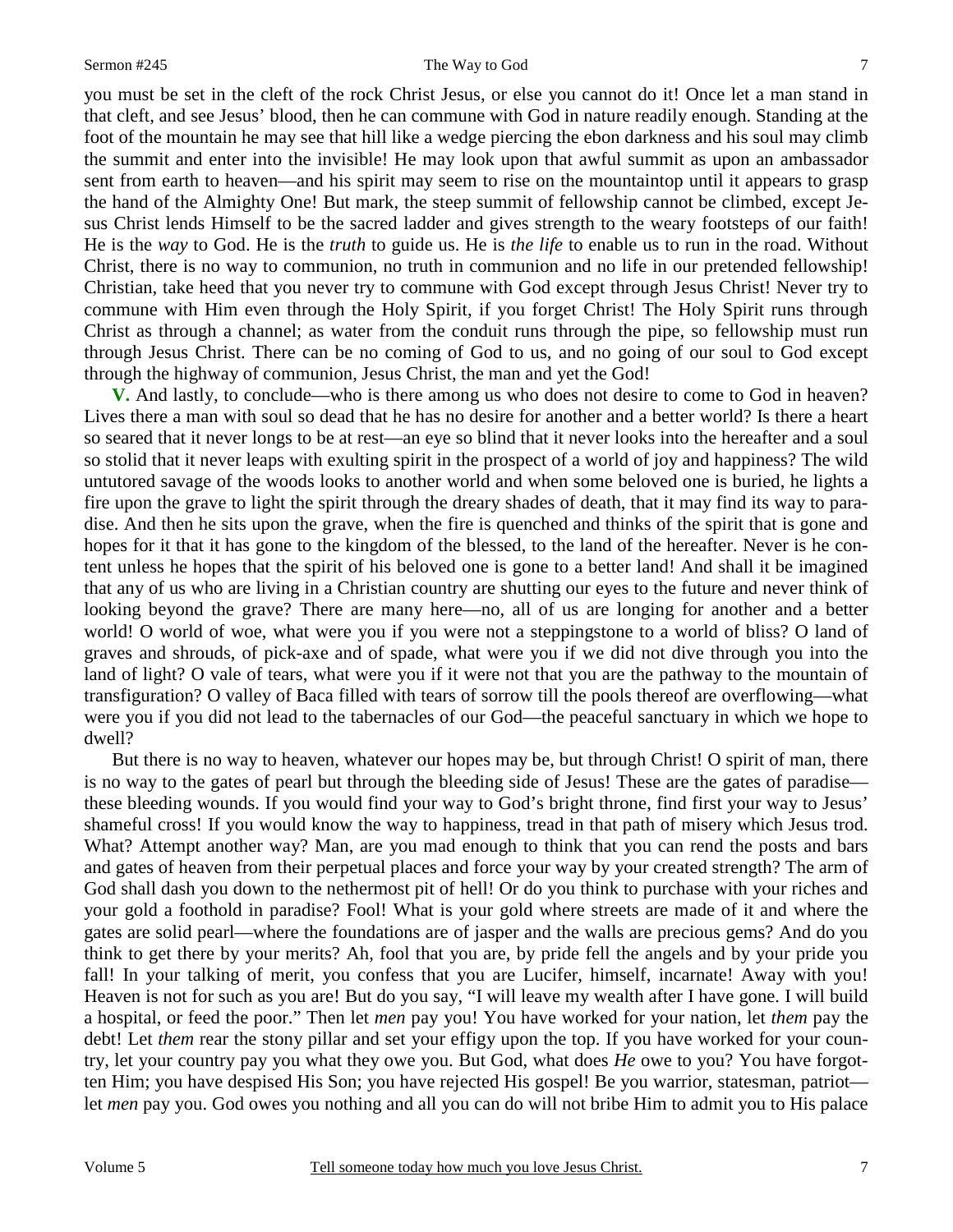you must be set in the cleft of the rock Christ Jesus, or else you cannot do it! Once let a man stand in that cleft, and see Jesus' blood, then he can commune with God in nature readily enough. Standing at the foot of the mountain he may see that hill like a wedge piercing the ebon darkness and his soul may climb the summit and enter into the invisible! He may look upon that awful summit as upon an ambassador sent from earth to heaven—and his spirit may seem to rise on the mountaintop until it appears to grasp the hand of the Almighty One! But mark, the steep summit of fellowship cannot be climbed, except Jesus Christ lends Himself to be the sacred ladder and gives strength to the weary footsteps of our faith! He is the *way* to God. He is the *truth* to guide us. He is *the life* to enable us to run in the road. Without Christ, there is no way to communion, no truth in communion and no life in our pretended fellowship! Christian, take heed that you never try to commune with God except through Jesus Christ! Never try to commune with Him even through the Holy Spirit, if you forget Christ! The Holy Spirit runs through Christ as through a channel; as water from the conduit runs through the pipe, so fellowship must run through Jesus Christ. There can be no coming of God to us, and no going of our soul to God except through the highway of communion, Jesus Christ, the man and yet the God!

**V.** And lastly, to conclude—who is there among us who does not desire to come to God in heaven? Lives there a man with soul so dead that he has no desire for another and a better world? Is there a heart so seared that it never longs to be at rest—an eye so blind that it never looks into the hereafter and a soul so stolid that it never leaps with exulting spirit in the prospect of a world of joy and happiness? The wild untutored savage of the woods looks to another world and when some beloved one is buried, he lights a fire upon the grave to light the spirit through the dreary shades of death, that it may find its way to paradise. And then he sits upon the grave, when the fire is quenched and thinks of the spirit that is gone and hopes for it that it has gone to the kingdom of the blessed, to the land of the hereafter. Never is he content unless he hopes that the spirit of his beloved one is gone to a better land! And shall it be imagined that any of us who are living in a Christian country are shutting our eyes to the future and never think of looking beyond the grave? There are many here—no, all of us are longing for another and a better world! O world of woe, what were you if you were not a steppingstone to a world of bliss? O land of graves and shrouds, of pick-axe and of spade, what were you if we did not dive through you into the land of light? O vale of tears, what were you if it were not that you are the pathway to the mountain of transfiguration? O valley of Baca filled with tears of sorrow till the pools thereof are overflowing—what were you if you did not lead to the tabernacles of our God—the peaceful sanctuary in which we hope to dwell?

But there is no way to heaven, whatever our hopes may be, but through Christ! O spirit of man, there is no way to the gates of pearl but through the bleeding side of Jesus! These are the gates of paradise—these bleeding wounds. If you would find your way to God's bright throne, find first your way to Jesus' shameful cross! If you would know the way to happiness, tread in that path of misery which Jesus trod. What? Attempt another way? Man, are you mad enough to think that you can rend the posts and bars and gates of heaven from their perpetual places and force your way by your created strength? The arm of God shall dash you down to the nethermost pit of hell! Or do you think to purchase with your riches and your gold a foothold in paradise? Fool! What is your gold where streets are made of it and where the gates are solid pearl—where the foundations are of jasper and the walls are precious gems? And do you think to get there by your merits? Ah, fool that you are, by pride fell the angels and by your pride you fall! In your talking of merit, you confess that you are Lucifer, himself, incarnate! Away with you! Heaven is not for such as you are! But do you say, "I will leave my wealth after I have gone. I will build a hospital, or feed the poor." Then let *men* pay you! You have worked for your nation, let *them* pay the debt! Let *them* rear the stony pillar and set your effigy upon the top. If you have worked for your country, let your country pay you what they owe you. But God, what does *He* owe to you? You have forgotten Him; you have despised His Son; you have rejected His gospel! Be you warrior, statesman, patriot—let *men* pay you. God owes you nothing and all you can do will not bribe Him to admit you to His palace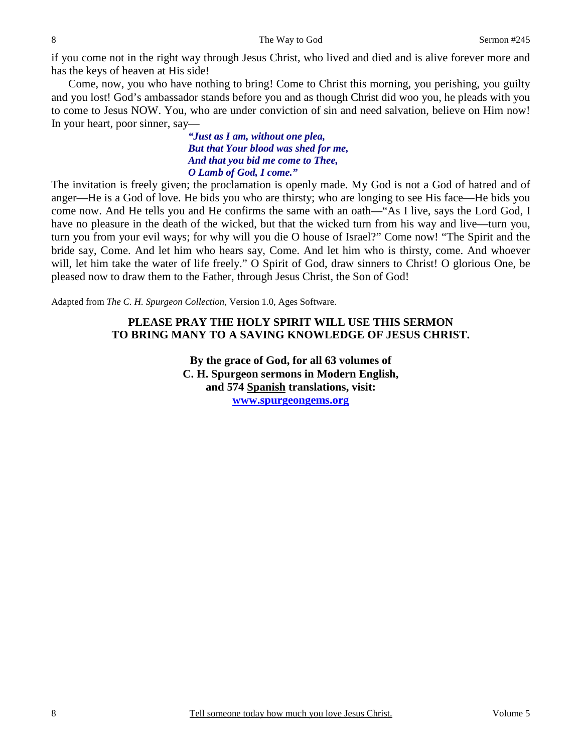if you come not in the right way through Jesus Christ, who lived and died and is alive forever more and has the keys of heaven at His side!

Come, now, you who have nothing to bring! Come to Christ this morning, you perishing, you guilty and you lost! God's ambassador stands before you and as though Christ did woo you, he pleads with you to come to Jesus NOW. You, who are under conviction of sin and need salvation, believe on Him now! In your heart, poor sinner, say—

> ***"Just as I am, without one plea,***
> ***But that Your blood was shed for me,***
> ***And that you bid me come to Thee,***
> ***O Lamb of God, I come."***

The invitation is freely given; the proclamation is openly made. My God is not a God of hatred and of anger—He is a God of love. He bids you who are thirsty; who are longing to see His face—He bids you come now. And He tells you and He confirms the same with an oath—"As I live, says the Lord God, I have no pleasure in the death of the wicked, but that the wicked turn from his way and live—turn you, turn you from your evil ways; for why will you die O house of Israel?" Come now! "The Spirit and the bride say, Come. And let him who hears say, Come. And let him who is thirsty, come. And whoever will, let him take the water of life freely." O Spirit of God, draw sinners to Christ! O glorious One, be pleased now to draw them to the Father, through Jesus Christ, the Son of God!

Adapted from *The C. H. Spurgeon Collection*, Version 1.0, Ages Software.

**PLEASE PRAY THE HOLY SPIRIT WILL USE THIS SERMON TO BRING MANY TO A SAVING KNOWLEDGE OF JESUS CHRIST.**

**By the grace of God, for all 63 volumes of C. H. Spurgeon sermons in Modern English, and 574 Spanish translations, visit: www.spurgeongems.org**